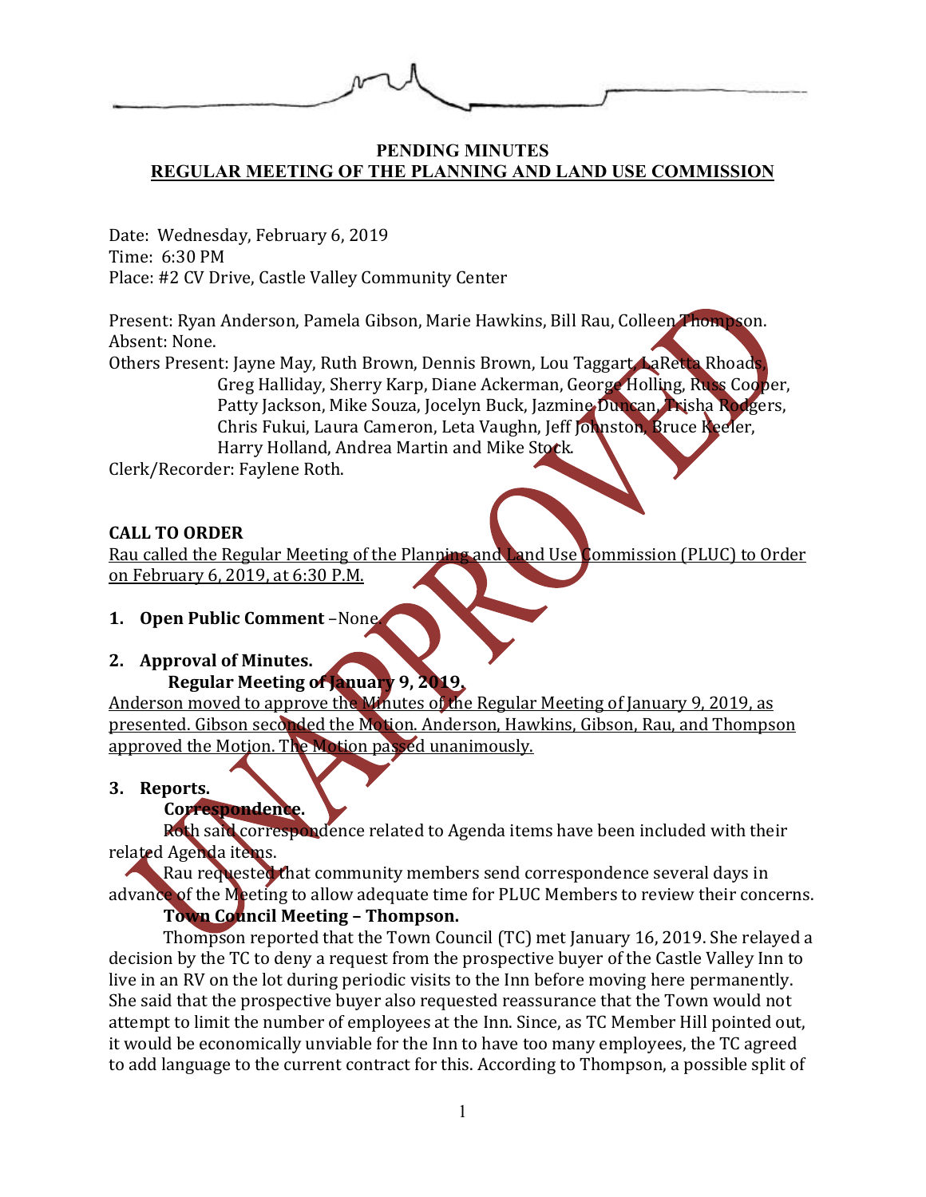**PENDING MINUTES**

**REGULAR MEETING OF THE PLANNING AND LAND USE COMMISSION**

Date: Wednesday, February 6, 2019
Time: 6:30 PM
Place: #2 CV Drive, Castle Valley Community Center

Present: Ryan Anderson, Pamela Gibson, Marie Hawkins, Bill Rau, Colleen Thompson.
Absent: None.
Others Present: Jayne May, Ruth Brown, Dennis Brown, Lou Taggart, LaRetta Rhoads, Greg Halliday, Sherry Karp, Diane Ackerman, George Holling, Russ Cooper, Patty Jackson, Mike Souza, Jocelyn Buck, Jazmine Duncan, Trisha Rodgers, Chris Fukui, Laura Cameron, Leta Vaughn, Jeff Johnston, Bruce Keeler, Harry Holland, Andrea Martin and Mike Stock.
Clerk/Recorder: Faylene Roth.

**CALL TO ORDER**

Rau called the Regular Meeting of the Planning and Land Use Commission (PLUC) to Order on February 6, 2019, at 6:30 P.M.

1. **Open Public Comment** –None.

2. **Approval of Minutes.**

   **Regular Meeting of January 9, 2019.**

Anderson moved to approve the Minutes of the Regular Meeting of January 9, 2019, as presented. Gibson seconded the Motion. Anderson, Hawkins, Gibson, Rau, and Thompson approved the Motion. The Motion passed unanimously.

3. **Reports.**

   **Correspondence.**

Roth said correspondence related to Agenda items have been included with their related Agenda items.

Rau requested that community members send correspondence several days in advance of the Meeting to allow adequate time for PLUC Members to review their concerns.

**Town Council Meeting – Thompson.**

Thompson reported that the Town Council (TC) met January 16, 2019. She relayed a decision by the TC to deny a request from the prospective buyer of the Castle Valley Inn to live in an RV on the lot during periodic visits to the Inn before moving here permanently. She said that the prospective buyer also requested reassurance that the Town would not attempt to limit the number of employees at the Inn. Since, as TC Member Hill pointed out, it would be economically unviable for the Inn to have too many employees, the TC agreed to add language to the current contract for this. According to Thompson, a possible split of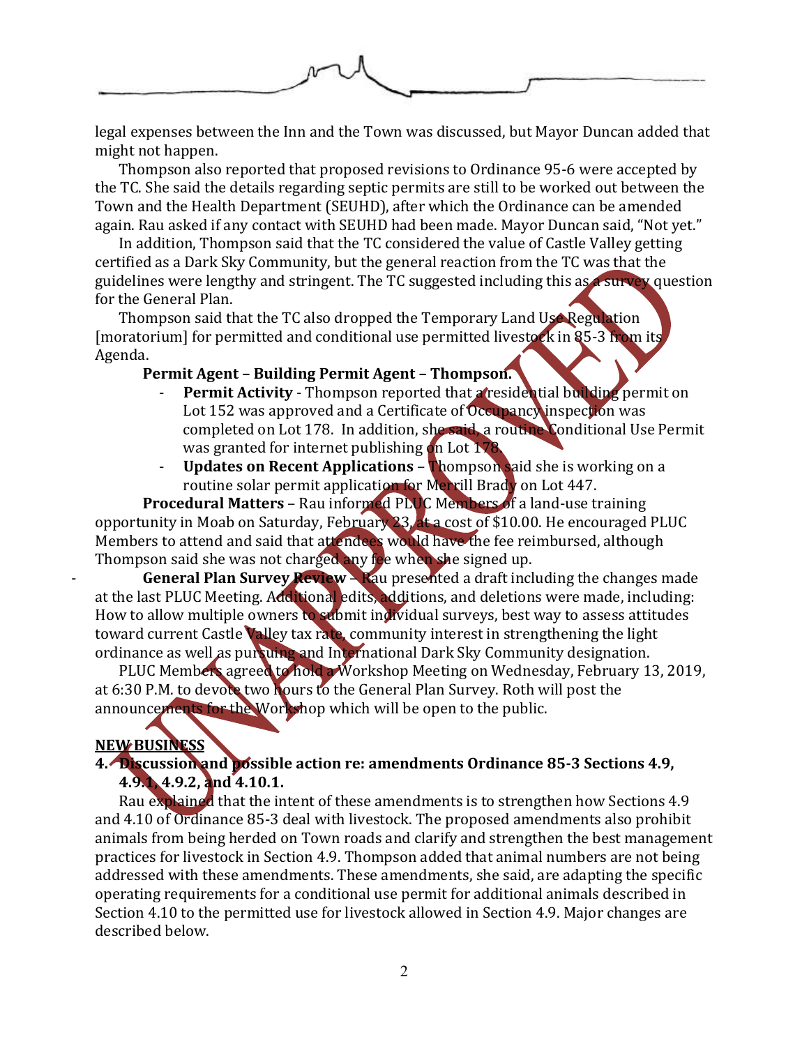legal expenses between the Inn and the Town was discussed, but Mayor Duncan added that might not happen.

Thompson also reported that proposed revisions to Ordinance 95-6 were accepted by the TC. She said the details regarding septic permits are still to be worked out between the Town and the Health Department (SEUHD), after which the Ordinance can be amended again. Rau asked if any contact with SEUHD had been made. Mayor Duncan said, "Not yet."

In addition, Thompson said that the TC considered the value of Castle Valley getting certified as a Dark Sky Community, but the general reaction from the TC was that the guidelines were lengthy and stringent. The TC suggested including this as a survey question for the General Plan.

Thompson said that the TC also dropped the Temporary Land Use Regulation [moratorium] for permitted and conditional use permitted livestock in 85-3 from its Agenda.

**Permit Agent – Building Permit Agent – Thompson.**

- **Permit Activity** - Thompson reported that a residential building permit on Lot 152 was approved and a Certificate of Occupancy inspection was completed on Lot 178. In addition, she said, a routine Conditional Use Permit was granted for internet publishing on Lot 178.
- **Updates on Recent Applications** – Thompson said she is working on a routine solar permit application for Merrill Brady on Lot 447.

**Procedural Matters** – Rau informed PLUC Members of a land-use training opportunity in Moab on Saturday, February 23, at a cost of $10.00. He encouraged PLUC Members to attend and said that attendees would have the fee reimbursed, although Thompson said she was not charged any fee when she signed up.

- **General Plan Survey Review** – Rau presented a draft including the changes made at the last PLUC Meeting. Additional edits, additions, and deletions were made, including: How to allow multiple owners to submit individual surveys, best way to assess attitudes toward current Castle Valley tax rate, community interest in strengthening the light ordinance as well as pursuing and International Dark Sky Community designation.

PLUC Members agreed to hold a Workshop Meeting on Wednesday, February 13, 2019, at 6:30 P.M. to devote two hours to the General Plan Survey. Roth will post the announcements for the Workshop which will be open to the public.

**NEW BUSINESS**

**4. Discussion and possible action re: amendments Ordinance 85-3 Sections 4.9, 4.9.1, 4.9.2, and 4.10.1.**

Rau explained that the intent of these amendments is to strengthen how Sections 4.9 and 4.10 of Ordinance 85-3 deal with livestock. The proposed amendments also prohibit animals from being herded on Town roads and clarify and strengthen the best management practices for livestock in Section 4.9. Thompson added that animal numbers are not being addressed with these amendments. These amendments, she said, are adapting the specific operating requirements for a conditional use permit for additional animals described in Section 4.10 to the permitted use for livestock allowed in Section 4.9. Major changes are described below.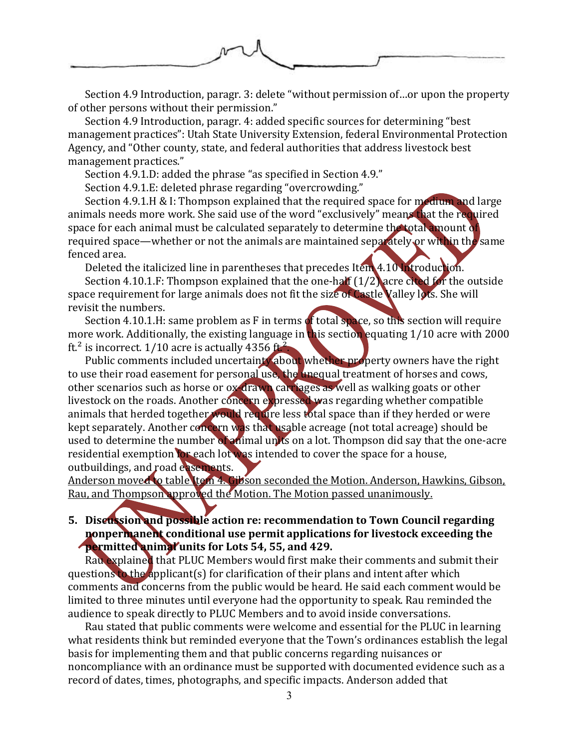Section 4.9 Introduction, paragr. 3: delete "without permission of…or upon the property of other persons without their permission."

Section 4.9 Introduction, paragr. 4: added specific sources for determining "best management practices": Utah State University Extension, federal Environmental Protection Agency, and "Other county, state, and federal authorities that address livestock best management practices."

Section 4.9.1.D: added the phrase "as specified in Section 4.9."

Section 4.9.1.E: deleted phrase regarding "overcrowding."

Section 4.9.1.H & I: Thompson explained that the required space for medium and large animals needs more work. She said use of the word "exclusively" means that the required space for each animal must be calculated separately to determine the total amount of required space—whether or not the animals are maintained separately or within the same fenced area.

Deleted the italicized line in parentheses that precedes Item 4.10 Introduction.

Section 4.10.1.F: Thompson explained that the one-half (1/2) acre cited for the outside space requirement for large animals does not fit the size of Castle Valley lots. She will revisit the numbers.

Section 4.10.1.H: same problem as F in terms of total space, so this section will require more work. Additionally, the existing language in this section equating 1/10 acre with 2000 ft.$^2$ is incorrect. 1/10 acre is actually 4356 ft.$^2$.

Public comments included uncertainty about whether property owners have the right to use their road easement for personal use, the unequal treatment of horses and cows, other scenarios such as horse or ox-drawn carriages as well as walking goats or other livestock on the roads. Another concern expressed was regarding whether compatible animals that herded together would require less total space than if they herded or were kept separately. Another concern was that usable acreage (not total acreage) should be used to determine the number of animal units on a lot. Thompson did say that the one-acre residential exemption for each lot was intended to cover the space for a house, outbuildings, and road easements.

Anderson moved to table Item 4. Gibson seconded the Motion. Anderson, Hawkins, Gibson, Rau, and Thompson approved the Motion. The Motion passed unanimously.

**5. Discussion and possible action re: recommendation to Town Council regarding nonpermanent conditional use permit applications for livestock exceeding the permitted animal units for Lots 54, 55, and 429.**

Rau explained that PLUC Members would first make their comments and submit their questions to the applicant(s) for clarification of their plans and intent after which comments and concerns from the public would be heard. He said each comment would be limited to three minutes until everyone had the opportunity to speak. Rau reminded the audience to speak directly to PLUC Members and to avoid inside conversations.

Rau stated that public comments were welcome and essential for the PLUC in learning what residents think but reminded everyone that the Town's ordinances establish the legal basis for implementing them and that public concerns regarding nuisances or noncompliance with an ordinance must be supported with documented evidence such as a record of dates, times, photographs, and specific impacts. Anderson added that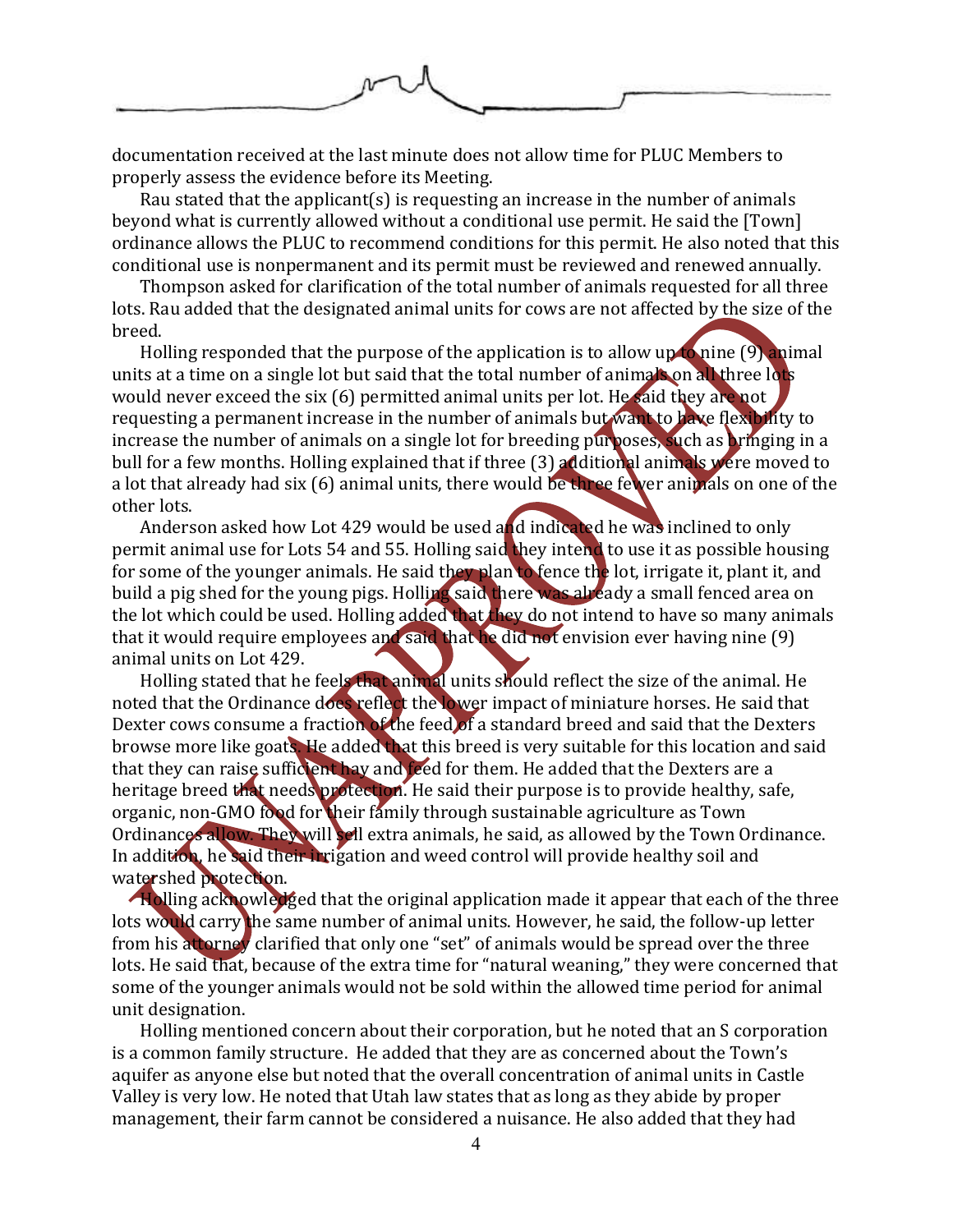documentation received at the last minute does not allow time for PLUC Members to properly assess the evidence before its Meeting.

Rau stated that the applicant(s) is requesting an increase in the number of animals beyond what is currently allowed without a conditional use permit. He said the [Town] ordinance allows the PLUC to recommend conditions for this permit. He also noted that this conditional use is nonpermanent and its permit must be reviewed and renewed annually.

Thompson asked for clarification of the total number of animals requested for all three lots. Rau added that the designated animal units for cows are not affected by the size of the breed.

Holling responded that the purpose of the application is to allow up to nine (9) animal units at a time on a single lot but said that the total number of animals on all three lots would never exceed the six (6) permitted animal units per lot. He said they are not requesting a permanent increase in the number of animals but want to have flexibility to increase the number of animals on a single lot for breeding purposes, such as bringing in a bull for a few months. Holling explained that if three (3) additional animals were moved to a lot that already had six (6) animal units, there would be three fewer animals on one of the other lots.

Anderson asked how Lot 429 would be used and indicated he was inclined to only permit animal use for Lots 54 and 55. Holling said they intend to use it as possible housing for some of the younger animals. He said they plan to fence the lot, irrigate it, plant it, and build a pig shed for the young pigs. Holling said there was already a small fenced area on the lot which could be used. Holling added that they do not intend to have so many animals that it would require employees and said that he did not envision ever having nine (9) animal units on Lot 429.

Holling stated that he feels that animal units should reflect the size of the animal. He noted that the Ordinance does reflect the lower impact of miniature horses. He said that Dexter cows consume a fraction of the feed of a standard breed and said that the Dexters browse more like goats. He added that this breed is very suitable for this location and said that they can raise sufficient hay and feed for them. He added that the Dexters are a heritage breed that needs protection. He said their purpose is to provide healthy, safe, organic, non-GMO food for their family through sustainable agriculture as Town Ordinances allow. They will sell extra animals, he said, as allowed by the Town Ordinance. In addition, he said their irrigation and weed control will provide healthy soil and watershed protection.

Holling acknowledged that the original application made it appear that each of the three lots would carry the same number of animal units. However, he said, the follow-up letter from his attorney clarified that only one "set" of animals would be spread over the three lots. He said that, because of the extra time for "natural weaning," they were concerned that some of the younger animals would not be sold within the allowed time period for animal unit designation.

Holling mentioned concern about their corporation, but he noted that an S corporation is a common family structure. He added that they are as concerned about the Town's aquifer as anyone else but noted that the overall concentration of animal units in Castle Valley is very low. He noted that Utah law states that as long as they abide by proper management, their farm cannot be considered a nuisance. He also added that they had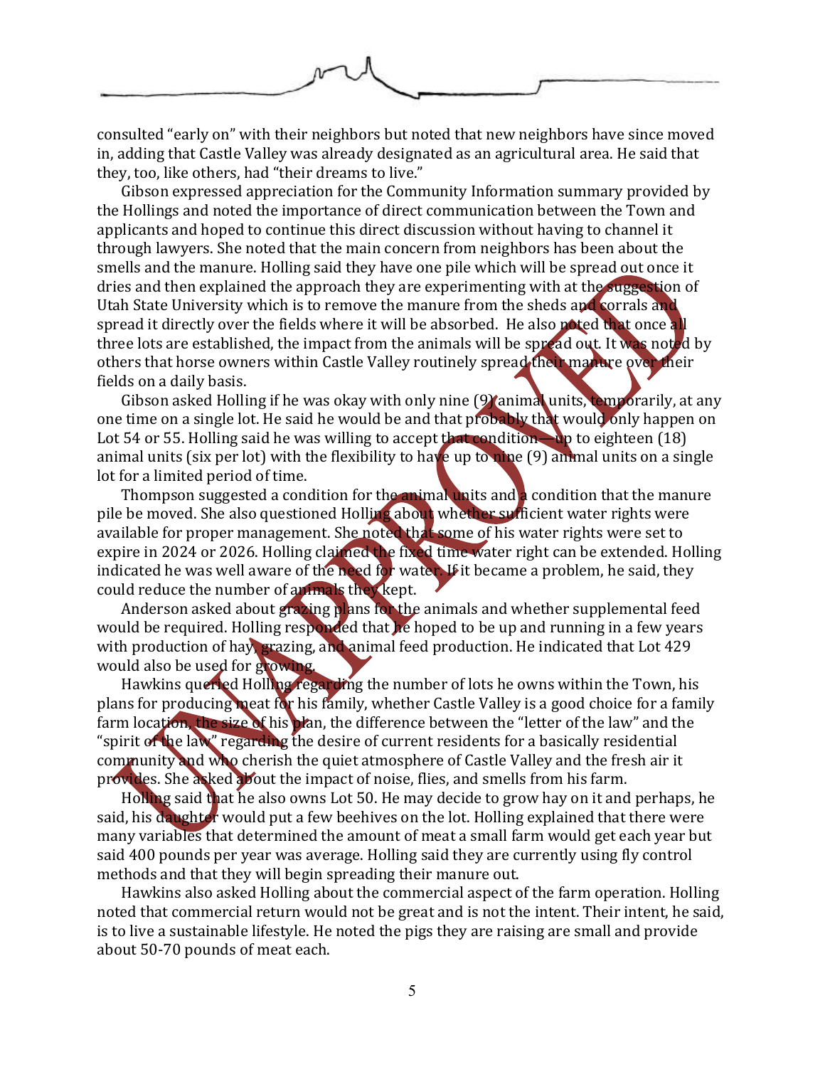consulted "early on" with their neighbors but noted that new neighbors have since moved in, adding that Castle Valley was already designated as an agricultural area. He said that they, too, like others, had "their dreams to live."

Gibson expressed appreciation for the Community Information summary provided by the Hollings and noted the importance of direct communication between the Town and applicants and hoped to continue this direct discussion without having to channel it through lawyers. She noted that the main concern from neighbors has been about the smells and the manure. Holling said they have one pile which will be spread out once it dries and then explained the approach they are experimenting with at the suggestion of Utah State University which is to remove the manure from the sheds and corrals and spread it directly over the fields where it will be absorbed. He also noted that once all three lots are established, the impact from the animals will be spread out. It was noted by others that horse owners within Castle Valley routinely spread their manure over their fields on a daily basis.

Gibson asked Holling if he was okay with only nine (9) animal units, temporarily, at any one time on a single lot. He said he would be and that probably that would only happen on Lot 54 or 55. Holling said he was willing to accept that condition—up to eighteen (18) animal units (six per lot) with the flexibility to have up to nine (9) animal units on a single lot for a limited period of time.

Thompson suggested a condition for the animal units and a condition that the manure pile be moved. She also questioned Holling about whether sufficient water rights were available for proper management. She noted that some of his water rights were set to expire in 2024 or 2026. Holling claimed the fixed time water right can be extended. Holling indicated he was well aware of the need for water. If it became a problem, he said, they could reduce the number of animals they kept.

Anderson asked about grazing plans for the animals and whether supplemental feed would be required. Holling responded that he hoped to be up and running in a few years with production of hay, grazing, and animal feed production. He indicated that Lot 429 would also be used for growing.

Hawkins queried Holling regarding the number of lots he owns within the Town, his plans for producing meat for his family, whether Castle Valley is a good choice for a family farm location, the size of his plan, the difference between the "letter of the law" and the "spirit of the law" regarding the desire of current residents for a basically residential community and who cherish the quiet atmosphere of Castle Valley and the fresh air it provides. She asked about the impact of noise, flies, and smells from his farm.

Holling said that he also owns Lot 50. He may decide to grow hay on it and perhaps, he said, his daughter would put a few beehives on the lot. Holling explained that there were many variables that determined the amount of meat a small farm would get each year but said 400 pounds per year was average. Holling said they are currently using fly control methods and that they will begin spreading their manure out.

Hawkins also asked Holling about the commercial aspect of the farm operation. Holling noted that commercial return would not be great and is not the intent. Their intent, he said, is to live a sustainable lifestyle. He noted the pigs they are raising are small and provide about 50-70 pounds of meat each.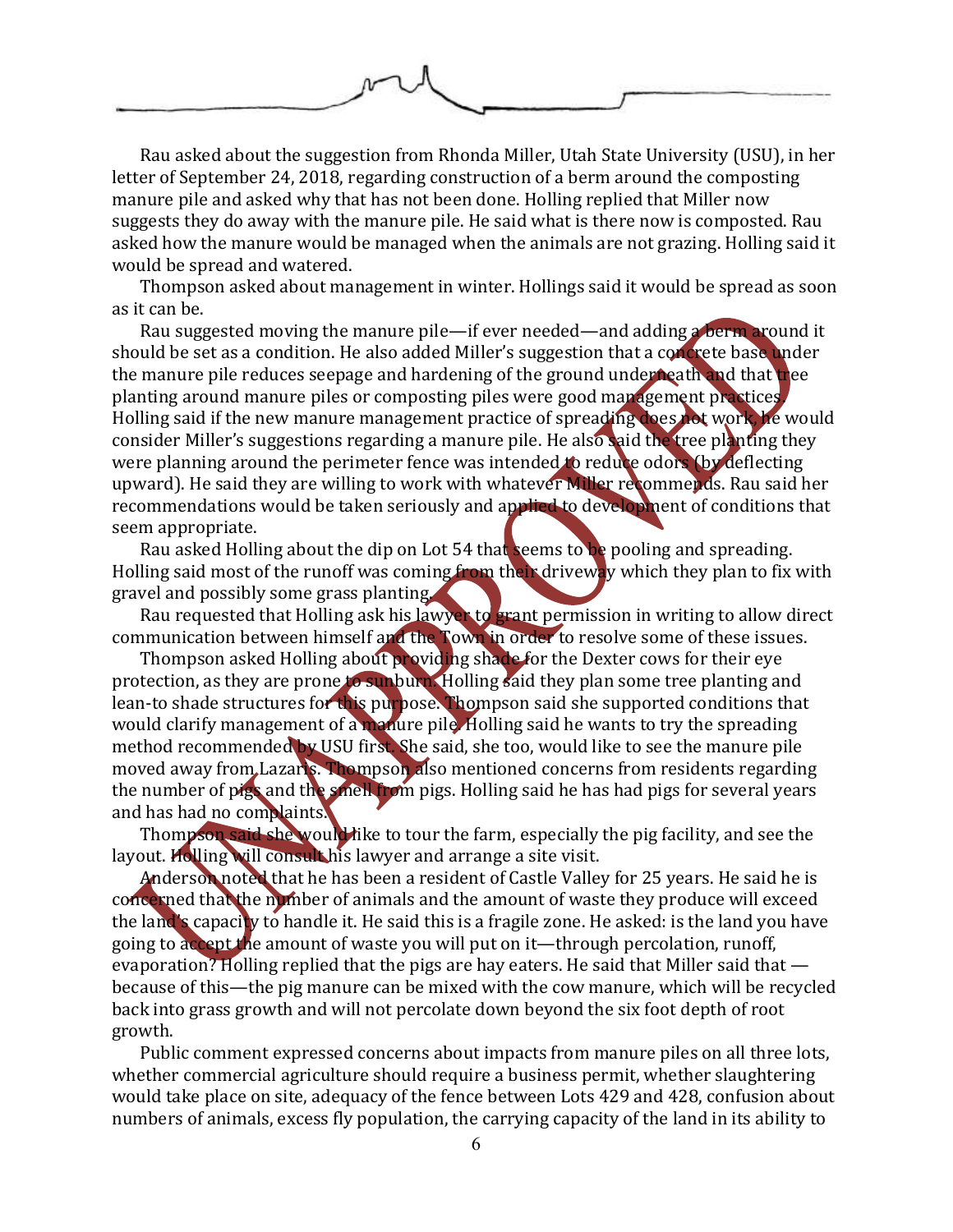Rau asked about the suggestion from Rhonda Miller, Utah State University (USU), in her letter of September 24, 2018, regarding construction of a berm around the composting manure pile and asked why that has not been done. Holling replied that Miller now suggests they do away with the manure pile. He said what is there now is composted. Rau asked how the manure would be managed when the animals are not grazing. Holling said it would be spread and watered.

Thompson asked about management in winter. Hollings said it would be spread as soon as it can be.

Rau suggested moving the manure pile—if ever needed—and adding a berm around it should be set as a condition. He also added Miller's suggestion that a concrete base under the manure pile reduces seepage and hardening of the ground underneath and that tree planting around manure piles or composting piles were good management practices. Holling said if the new manure management practice of spreading does not work, he would consider Miller's suggestions regarding a manure pile. He also said the tree planting they were planning around the perimeter fence was intended to reduce odors (by deflecting upward). He said they are willing to work with whatever Miller recommends. Rau said her recommendations would be taken seriously and applied to development of conditions that seem appropriate.

Rau asked Holling about the dip on Lot 54 that seems to be pooling and spreading. Holling said most of the runoff was coming from their driveway which they plan to fix with gravel and possibly some grass planting.

Rau requested that Holling ask his lawyer to grant permission in writing to allow direct communication between himself and the Town in order to resolve some of these issues.

Thompson asked Holling about providing shade for the Dexter cows for their eye protection, as they are prone to sunburn. Holling said they plan some tree planting and lean-to shade structures for this purpose. Thompson said she supported conditions that would clarify management of a manure pile. Holling said he wants to try the spreading method recommended by USU first. She said, she too, would like to see the manure pile moved away from Lazaris. Thompson also mentioned concerns from residents regarding the number of pigs and the smell from pigs. Holling said he has had pigs for several years and has had no complaints.

Thompson said she would like to tour the farm, especially the pig facility, and see the layout. Holling will consult his lawyer and arrange a site visit.

Anderson noted that he has been a resident of Castle Valley for 25 years. He said he is concerned that the number of animals and the amount of waste they produce will exceed the land's capacity to handle it. He said this is a fragile zone. He asked: is the land you have going to accept the amount of waste you will put on it—through percolation, runoff, evaporation? Holling replied that the pigs are hay eaters. He said that Miller said that —because of this—the pig manure can be mixed with the cow manure, which will be recycled back into grass growth and will not percolate down beyond the six foot depth of root growth.

Public comment expressed concerns about impacts from manure piles on all three lots, whether commercial agriculture should require a business permit, whether slaughtering would take place on site, adequacy of the fence between Lots 429 and 428, confusion about numbers of animals, excess fly population, the carrying capacity of the land in its ability to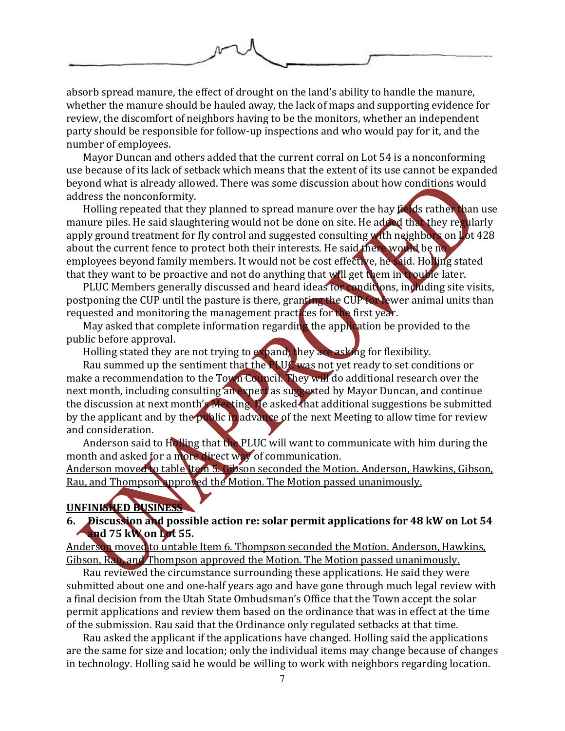absorb spread manure, the effect of drought on the land's ability to handle the manure, whether the manure should be hauled away, the lack of maps and supporting evidence for review, the discomfort of neighbors having to be the monitors, whether an independent party should be responsible for follow-up inspections and who would pay for it, and the number of employees.

Mayor Duncan and others added that the current corral on Lot 54 is a nonconforming use because of its lack of setback which means that the extent of its use cannot be expanded beyond what is already allowed. There was some discussion about how conditions would address the nonconformity.

Holling repeated that they planned to spread manure over the hay fields rather than use manure piles. He said slaughtering would not be done on site. He added that they regularly apply ground treatment for fly control and suggested consulting with neighbors on Lot 428 about the current fence to protect both their interests. He said there would be no employees beyond family members. It would not be cost effective, he said. Holling stated that they want to be proactive and not do anything that will get them in trouble later.

PLUC Members generally discussed and heard ideas for conditions, including site visits, postponing the CUP until the pasture is there, granting the CUP for fewer animal units than requested and monitoring the management practices for the first year.

May asked that complete information regarding the application be provided to the public before approval.

Holling stated they are not trying to expand; they are asking for flexibility.

Rau summed up the sentiment that the PLUC was not yet ready to set conditions or make a recommendation to the Town Council. They will do additional research over the next month, including consulting an expert as suggested by Mayor Duncan, and continue the discussion at next month's Meeting. He asked that additional suggestions be submitted by the applicant and by the public in advance of the next Meeting to allow time for review and consideration.

Anderson said to Holling that the PLUC will want to communicate with him during the month and asked for a more direct way of communication.

Anderson moved to table Item 5. Gibson seconded the Motion. Anderson, Hawkins, Gibson, Rau, and Thompson approved the Motion. The Motion passed unanimously.

## UNFINISHED BUSINESS

**6. Discussion and possible action re: solar permit applications for 48 kW on Lot 54 and 75 kW on Lot 55.**

Anderson moved to untable Item 6. Thompson seconded the Motion. Anderson, Hawkins, Gibson, Rau, and Thompson approved the Motion. The Motion passed unanimously.

Rau reviewed the circumstance surrounding these applications. He said they were submitted about one and one-half years ago and have gone through much legal review with a final decision from the Utah State Ombudsman's Office that the Town accept the solar permit applications and review them based on the ordinance that was in effect at the time of the submission. Rau said that the Ordinance only regulated setbacks at that time.

Rau asked the applicant if the applications have changed. Holling said the applications are the same for size and location; only the individual items may change because of changes in technology. Holling said he would be willing to work with neighbors regarding location.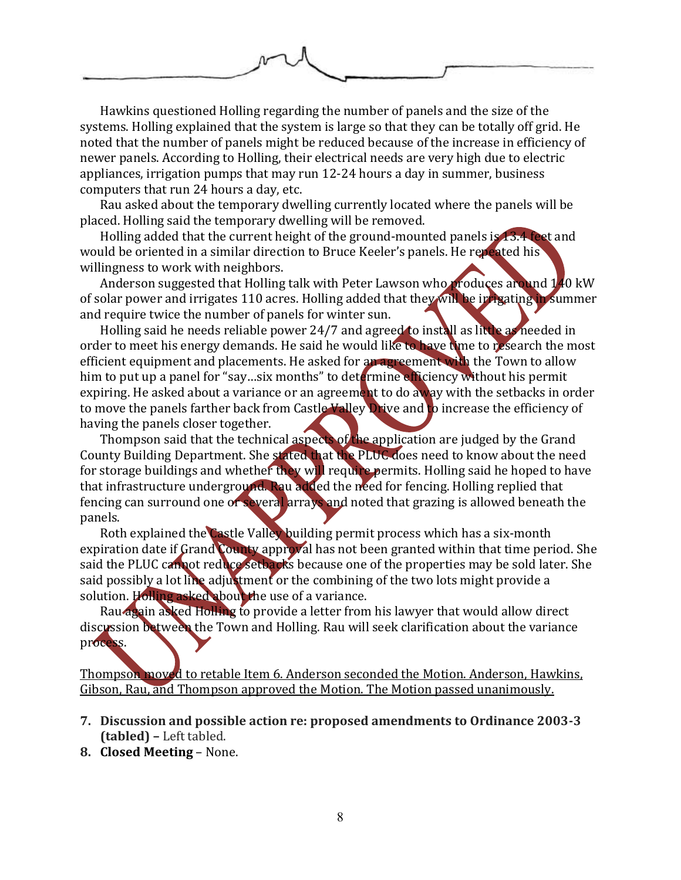Hawkins questioned Holling regarding the number of panels and the size of the systems. Holling explained that the system is large so that they can be totally off grid. He noted that the number of panels might be reduced because of the increase in efficiency of newer panels. According to Holling, their electrical needs are very high due to electric appliances, irrigation pumps that may run 12-24 hours a day in summer, business computers that run 24 hours a day, etc.

Rau asked about the temporary dwelling currently located where the panels will be placed. Holling said the temporary dwelling will be removed.

Holling added that the current height of the ground-mounted panels is 13.4 feet and would be oriented in a similar direction to Bruce Keeler's panels. He repeated his willingness to work with neighbors.

Anderson suggested that Holling talk with Peter Lawson who produces around 140 kW of solar power and irrigates 110 acres. Holling added that they will be irrigating in summer and require twice the number of panels for winter sun.

Holling said he needs reliable power 24/7 and agreed to install as little as needed in order to meet his energy demands. He said he would like to have time to research the most efficient equipment and placements. He asked for an agreement with the Town to allow him to put up a panel for "say…six months" to determine efficiency without his permit expiring. He asked about a variance or an agreement to do away with the setbacks in order to move the panels farther back from Castle Valley Drive and to increase the efficiency of having the panels closer together.

Thompson said that the technical aspects of the application are judged by the Grand County Building Department. She stated that the PLUC does need to know about the need for storage buildings and whether they will require permits. Holling said he hoped to have that infrastructure underground. Rau added the need for fencing. Holling replied that fencing can surround one or several arrays and noted that grazing is allowed beneath the panels.

Roth explained the Castle Valley building permit process which has a six-month expiration date if Grand County approval has not been granted within that time period. She said the PLUC cannot reduce setbacks because one of the properties may be sold later. She said possibly a lot line adjustment or the combining of the two lots might provide a solution. Holling asked about the use of a variance.

Rau again asked Holling to provide a letter from his lawyer that would allow direct discussion between the Town and Holling. Rau will seek clarification about the variance process.

<u>Thompson moved to retable Item 6. Anderson seconded the Motion. Anderson, Hawkins, Gibson, Rau, and Thompson approved the Motion. The Motion passed unanimously.</u>

7. **Discussion and possible action re: proposed amendments to Ordinance 2003-3 (tabled) –** Left tabled.
8. **Closed Meeting** – None.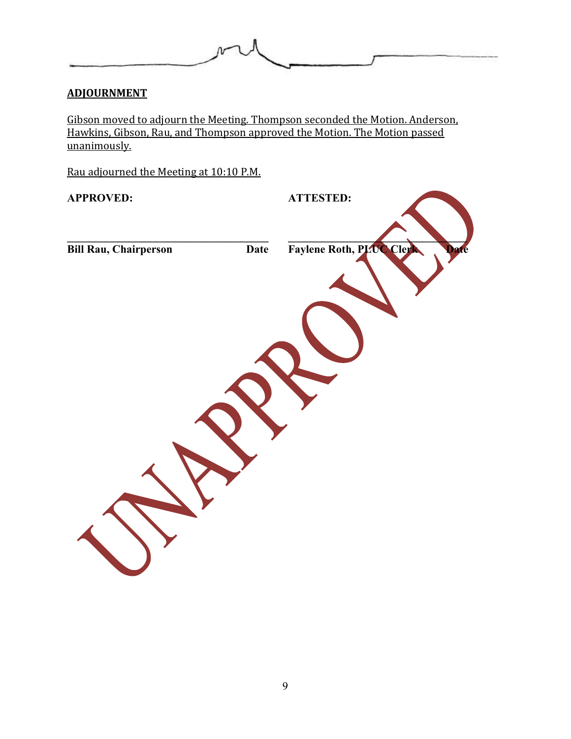**ADJOURNMENT**

Gibson moved to adjourn the Meeting. Thompson seconded the Motion. Anderson, Hawkins, Gibson, Rau, and Thompson approved the Motion. The Motion passed unanimously.

Rau adjourned the Meeting at 10:10 P.M.

| **APPROVED:** | | **ATTESTED:** | |
|---|---|---|---|
| ______________________________ | | ______________________________ | |
| **Bill Rau, Chairperson** | **Date** | **Faylene Roth, PLUC Clerk** | **Date** |

UNAPPROVED